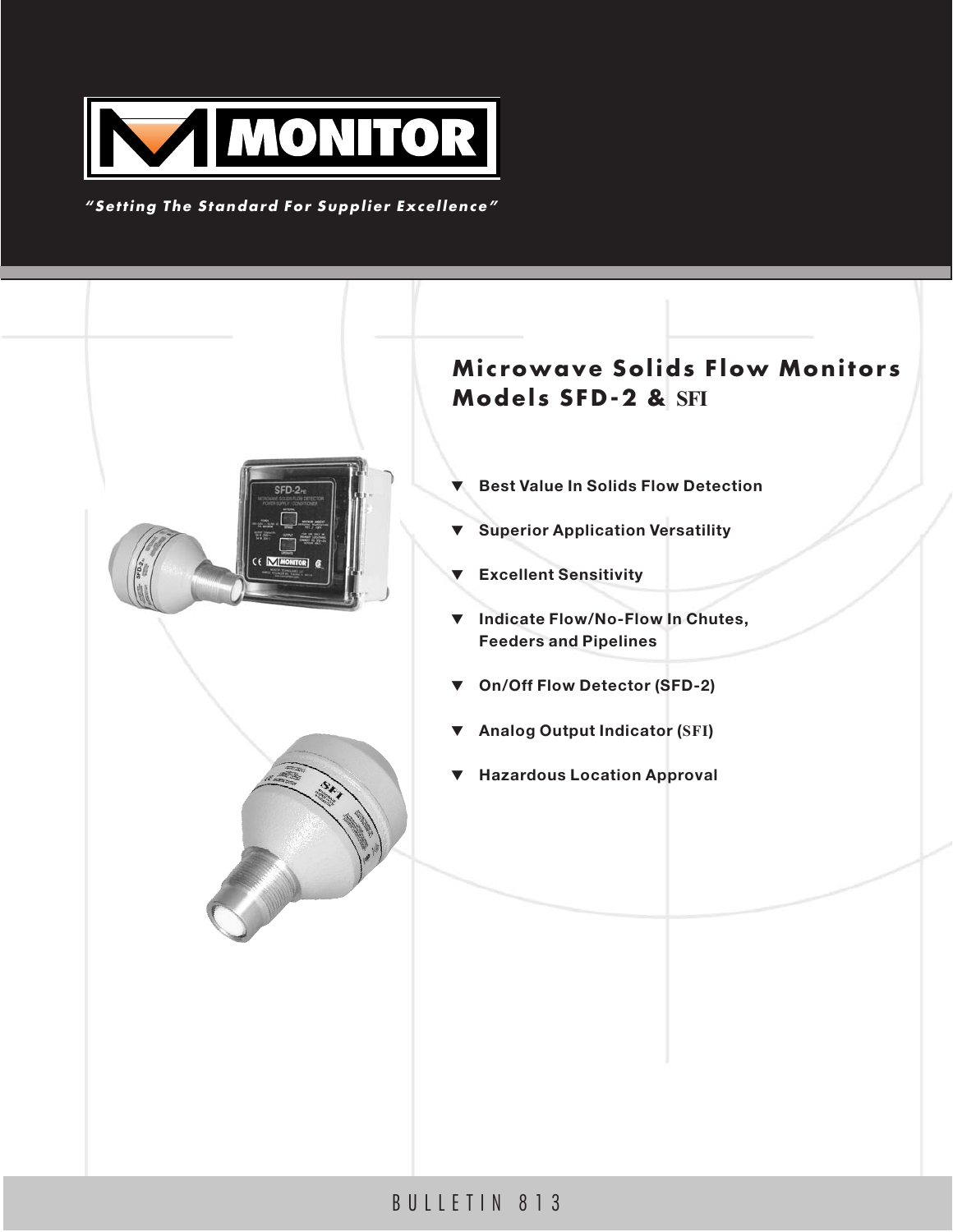# MONITOR

*"Setting The Standard For Supplier Excellence"*

## Microwave Solids Flow Monitors Models SFD-2 & SFI

- Best Value In Solids Flow Detection
- Superior Application Versatility
- Excellent Sensitivity
- Indicate Flow/No-Flow In Chutes, Feeders and Pipelines
- On/Off Flow Detector (SFD-2)
- Analog Output Indicator (SFI)
- Hazardous Location Approval

BULLETIN 813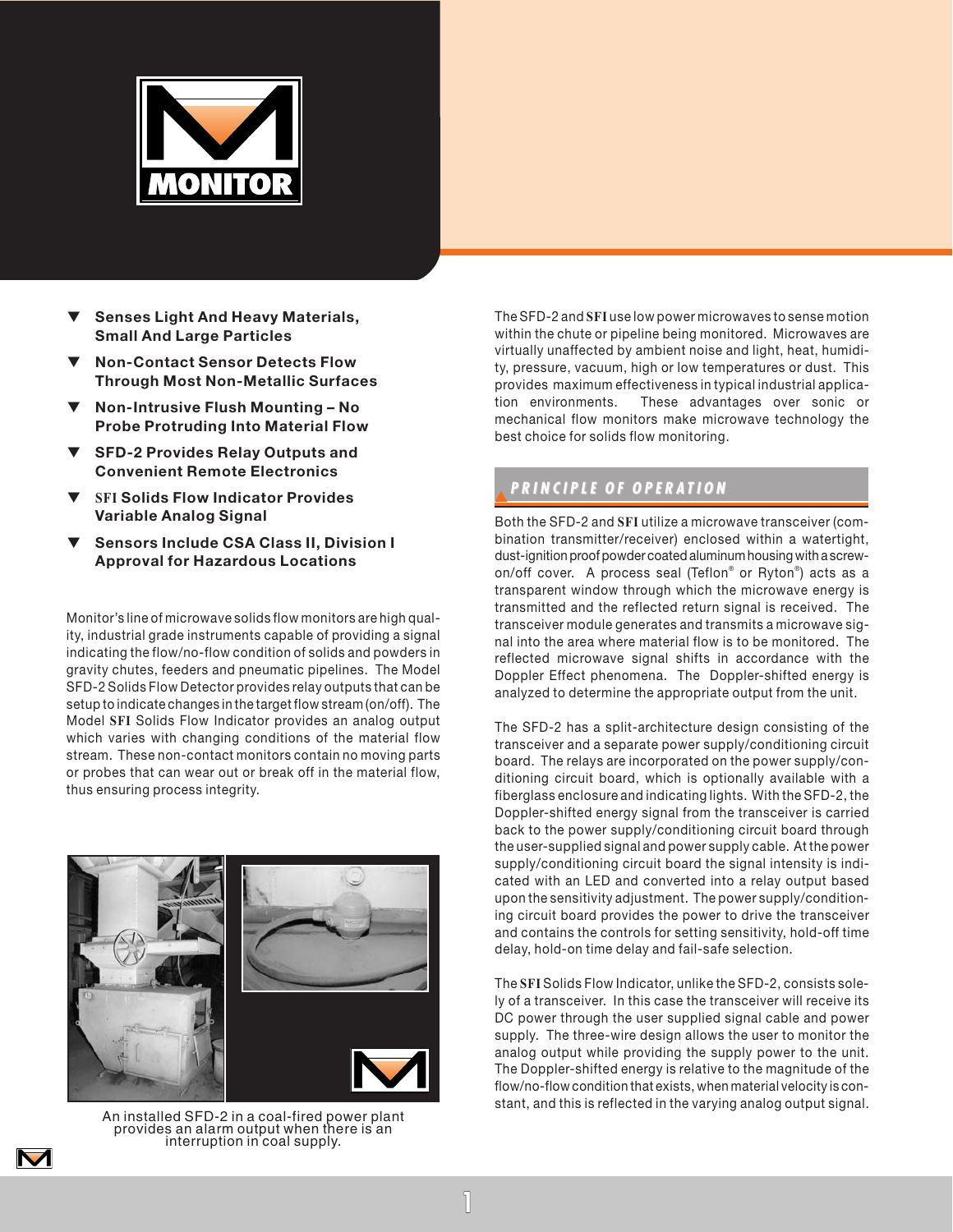- Senses Light And Heavy Materials, Small And Large Particles
- Non-Contact Sensor Detects Flow Through Most Non-Metallic Surfaces
- Non-Intrusive Flush Mounting – No Probe Protruding Into Material Flow
- SFD-2 Provides Relay Outputs and Convenient Remote Electronics
- SFI Solids Flow Indicator Provides Variable Analog Signal
- Sensors Include CSA Class II, Division I Approval for Hazardous Locations

Monitor's line of microwave solids flow monitors are high quality, industrial grade instruments capable of providing a signal indicating the flow/no-flow condition of solids and powders in gravity chutes, feeders and pneumatic pipelines. The Model SFD-2 Solids Flow Detector provides relay outputs that can be setup to indicate changes in the target flow stream (on/off). The Model SFI Solids Flow Indicator provides an analog output which varies with changing conditions of the material flow stream. These non-contact monitors contain no moving parts or probes that can wear out or break off in the material flow, thus ensuring process integrity.

An installed SFD-2 in a coal-fired power plant provides an alarm output when there is an interruption in coal supply.

The SFD-2 and SFI use low power microwaves to sense motion within the chute or pipeline being monitored. Microwaves are virtually unaffected by ambient noise and light, heat, humidity, pressure, vacuum, high or low temperatures or dust. This provides maximum effectiveness in typical industrial application environments. These advantages over sonic or mechanical flow monitors make microwave technology the best choice for solids flow monitoring.

## PRINCIPLE OF OPERATION

Both the SFD-2 and SFI utilize a microwave transceiver (combination transmitter/receiver) enclosed within a watertight, dust-ignition proof powder coated aluminum housing with a screw-on/off cover. A process seal (Teflon® or Ryton®) acts as a transparent window through which the microwave energy is transmitted and the reflected return signal is received. The transceiver module generates and transmits a microwave signal into the area where material flow is to be monitored. The reflected microwave signal shifts in accordance with the Doppler Effect phenomena. The Doppler-shifted energy is analyzed to determine the appropriate output from the unit.

The SFD-2 has a split-architecture design consisting of the transceiver and a separate power supply/conditioning circuit board. The relays are incorporated on the power supply/conditioning circuit board, which is optionally available with a fiberglass enclosure and indicating lights. With the SFD-2, the Doppler-shifted energy signal from the transceiver is carried back to the power supply/conditioning circuit board through the user-supplied signal and power supply cable. At the power supply/conditioning circuit board the signal intensity is indicated with an LED and converted into a relay output based upon the sensitivity adjustment. The power supply/conditioning circuit board provides the power to drive the transceiver and contains the controls for setting sensitivity, hold-off time delay, hold-on time delay and fail-safe selection.

The SFI Solids Flow Indicator, unlike the SFD-2, consists solely of a transceiver. In this case the transceiver will receive its DC power through the user supplied signal cable and power supply. The three-wire design allows the user to monitor the analog output while providing the supply power to the unit. The Doppler-shifted energy is relative to the magnitude of the flow/no-flow condition that exists, when material velocity is constant, and this is reflected in the varying analog output signal.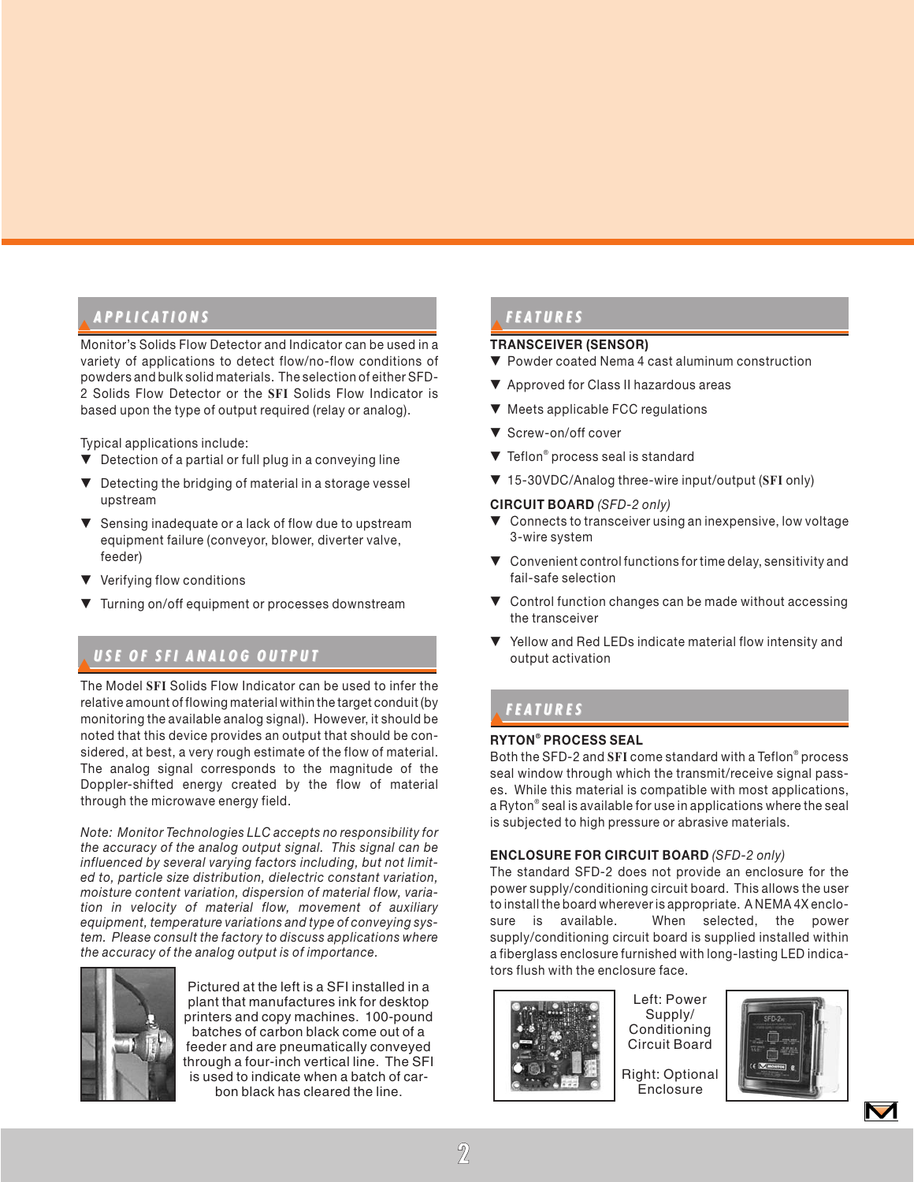## APPLICATIONS

Monitor's Solids Flow Detector and Indicator can be used in a variety of applications to detect flow/no-flow conditions of powders and bulk solid materials. The selection of either SFD-2 Solids Flow Detector or the SFI Solids Flow Indicator is based upon the type of output required (relay or analog).

Typical applications include:

- ▼ Detection of a partial or full plug in a conveying line
- ▼ Detecting the bridging of material in a storage vessel upstream
- ▼ Sensing inadequate or a lack of flow due to upstream equipment failure (conveyor, blower, diverter valve, feeder)
- ▼ Verifying flow conditions
- ▼ Turning on/off equipment or processes downstream

## USE OF SFI ANALOG OUTPUT

The Model SFI Solids Flow Indicator can be used to infer the relative amount of flowing material within the target conduit (by monitoring the available analog signal). However, it should be noted that this device provides an output that should be considered, at best, a very rough estimate of the flow of material. The analog signal corresponds to the magnitude of the Doppler-shifted energy created by the flow of material through the microwave energy field.

*Note: Monitor Technologies LLC accepts no responsibility for the accuracy of the analog output signal. This signal can be influenced by several varying factors including, but not limited to, particle size distribution, dielectric constant variation, moisture content variation, dispersion of material flow, variation in velocity of material flow, movement of auxiliary equipment, temperature variations and type of conveying system. Please consult the factory to discuss applications where the accuracy of the analog output is of importance.*

Pictured at the left is a SFI installed in a plant that manufactures ink for desktop printers and copy machines. 100-pound batches of carbon black come out of a feeder and are pneumatically conveyed through a four-inch vertical line. The SFI is used to indicate when a batch of carbon black has cleared the line.

## FEATURES

**TRANSCEIVER (SENSOR)**

- ▼ Powder coated Nema 4 cast aluminum construction
- ▼ Approved for Class II hazardous areas
- ▼ Meets applicable FCC regulations
- ▼ Screw-on/off cover
- ▼ Teflon® process seal is standard
- ▼ 15-30VDC/Analog three-wire input/output (SFI only)

**CIRCUIT BOARD** *(SFD-2 only)*

- ▼ Connects to transceiver using an inexpensive, low voltage 3-wire system
- ▼ Convenient control functions for time delay, sensitivity and fail-safe selection
- ▼ Control function changes can be made without accessing the transceiver
- ▼ Yellow and Red LEDs indicate material flow intensity and output activation

## FEATURES

**RYTON® PROCESS SEAL**

Both the SFD-2 and SFI come standard with a Teflon® process seal window through which the transmit/receive signal passes. While this material is compatible with most applications, a Ryton® seal is available for use in applications where the seal is subjected to high pressure or abrasive materials.

**ENCLOSURE FOR CIRCUIT BOARD** *(SFD-2 only)*

The standard SFD-2 does not provide an enclosure for the power supply/conditioning circuit board. This allows the user to install the board wherever is appropriate. A NEMA 4X enclosure is available. When selected, the power supply/conditioning circuit board is supplied installed within a fiberglass enclosure furnished with long-lasting LED indicators flush with the enclosure face.

Left: Power Supply/ Conditioning Circuit Board

Right: Optional Enclosure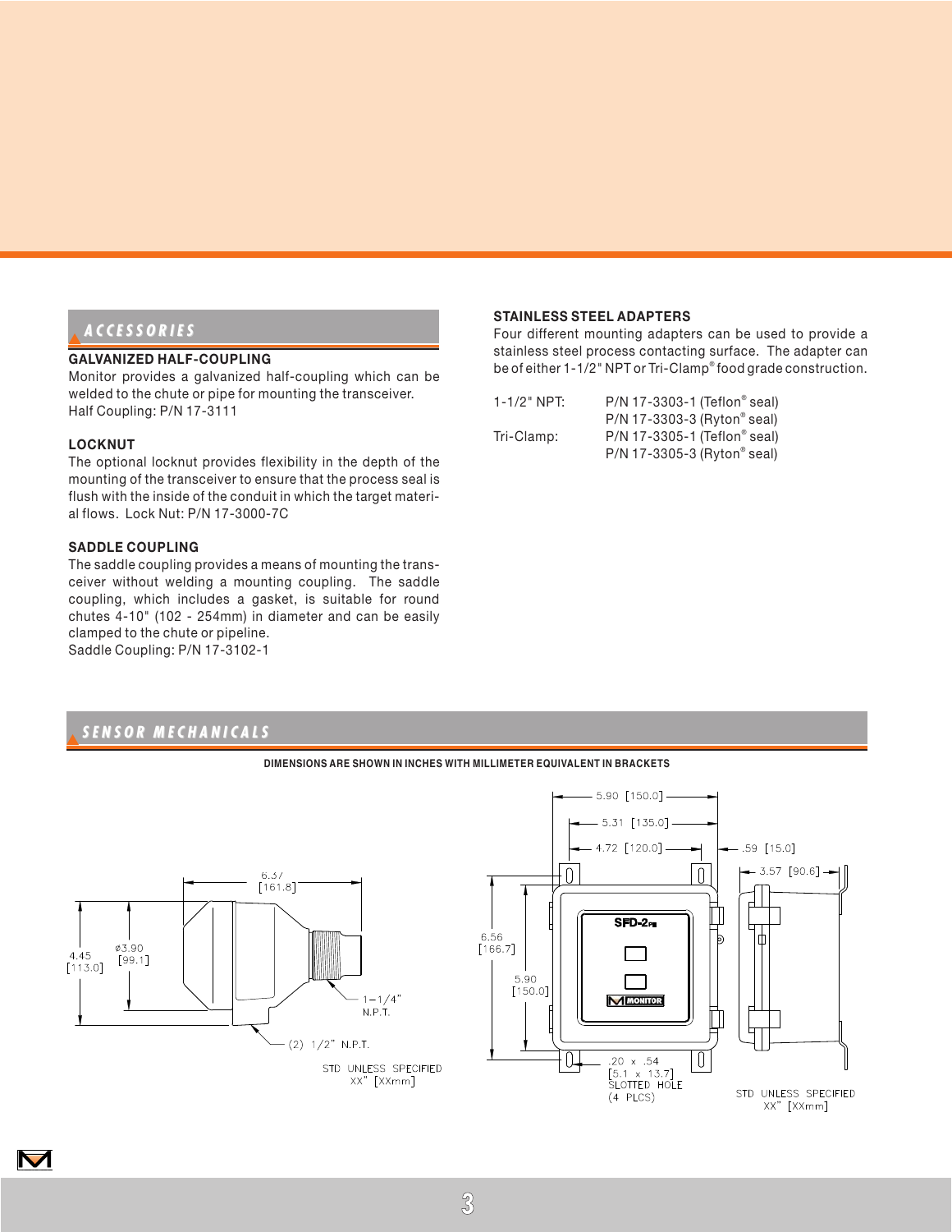## ACCESSORIES

### GALVANIZED HALF-COUPLING

Monitor provides a galvanized half-coupling which can be welded to the chute or pipe for mounting the transceiver.
Half Coupling: P/N 17-3111

### LOCKNUT

The optional locknut provides flexibility in the depth of the mounting of the transceiver to ensure that the process seal is flush with the inside of the conduit in which the target material flows. Lock Nut: P/N 17-3000-7C

### SADDLE COUPLING

The saddle coupling provides a means of mounting the transceiver without welding a mounting coupling. The saddle coupling, which includes a gasket, is suitable for round chutes 4-10" (102 - 254mm) in diameter and can be easily clamped to the chute or pipeline.
Saddle Coupling: P/N 17-3102-1

### STAINLESS STEEL ADAPTERS

Four different mounting adapters can be used to provide a stainless steel process contacting surface. The adapter can be of either 1-1/2" NPT or Tri-Clamp® food grade construction.

| | |
|---|---|
| 1-1/2" NPT: | P/N 17-3303-1 (Teflon® seal) |
| | P/N 17-3303-3 (Ryton® seal) |
| Tri-Clamp: | P/N 17-3305-1 (Teflon® seal) |
| | P/N 17-3305-3 (Ryton® seal) |

## SENSOR MECHANICALS

**DIMENSIONS ARE SHOWN IN INCHES WITH MILLIMETER EQUIVALENT IN BRACKETS**

6.37 [161.8]
4.45 [113.0]
ø3.90 [99.1]
1-1/4" N.P.T.
(2) 1/2" N.P.T.
STD UNLESS SPECIFIED XX" [XXmm]

5.90 [150.0]
5.31 [135.0]
4.72 [120.0]
.59 [15.0]
3.57 [90.6]
6.56 [166.7]
5.90 [150.0]
SFD-2PB
MONITOR
.20 x .54 [5.1 x 13.7] SLOTTED HOLE (4 PLCS)
STD UNLESS SPECIFIED XX" [XXmm]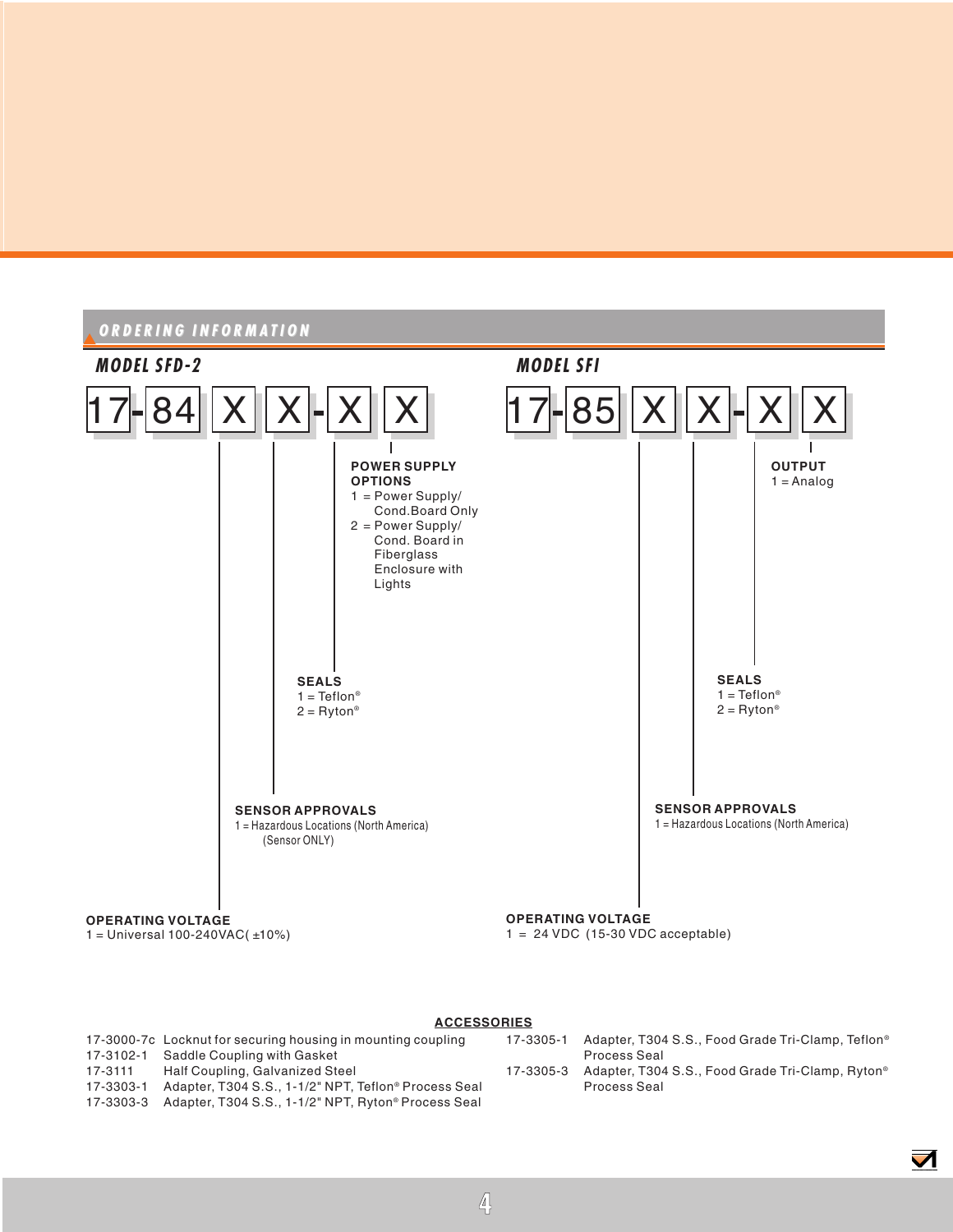## ORDERING INFORMATION

### MODEL SFD-2

**17-84 X X - X X**

- **OPERATING VOLTAGE** (first X)
  - 1 = Universal 100-240VAC( ±10%)
- **SENSOR APPROVALS** (second X)
  - 1 = Hazardous Locations (North America) (Sensor ONLY)
- **SEALS** (third X)
  - 1 = Teflon®
  - 2 = Ryton®
- **POWER SUPPLY OPTIONS** (fourth X)
  - 1 = Power Supply/ Cond.Board Only
  - 2 = Power Supply/ Cond. Board in Fiberglass Enclosure with Lights

### MODEL SFI

**17-85 X X - X X**

- **OPERATING VOLTAGE** (first X)
  - 1 = 24 VDC (15-30 VDC acceptable)
- **SENSOR APPROVALS** (second X)
  - 1 = Hazardous Locations (North America)
- **SEALS** (third X)
  - 1 = Teflon®
  - 2 = Ryton®
- **OUTPUT** (fourth X)
  - 1 = Analog

### ACCESSORIES

| Part No. | Description |
|---|---|
| 17-3000-7c | Locknut for securing housing in mounting coupling |
| 17-3102-1 | Saddle Coupling with Gasket |
| 17-3111 | Half Coupling, Galvanized Steel |
| 17-3303-1 | Adapter, T304 S.S., 1-1/2" NPT, Teflon® Process Seal |
| 17-3303-3 | Adapter, T304 S.S., 1-1/2" NPT, Ryton® Process Seal |
| 17-3305-1 | Adapter, T304 S.S., Food Grade Tri-Clamp, Teflon® Process Seal |
| 17-3305-3 | Adapter, T304 S.S., Food Grade Tri-Clamp, Ryton® Process Seal |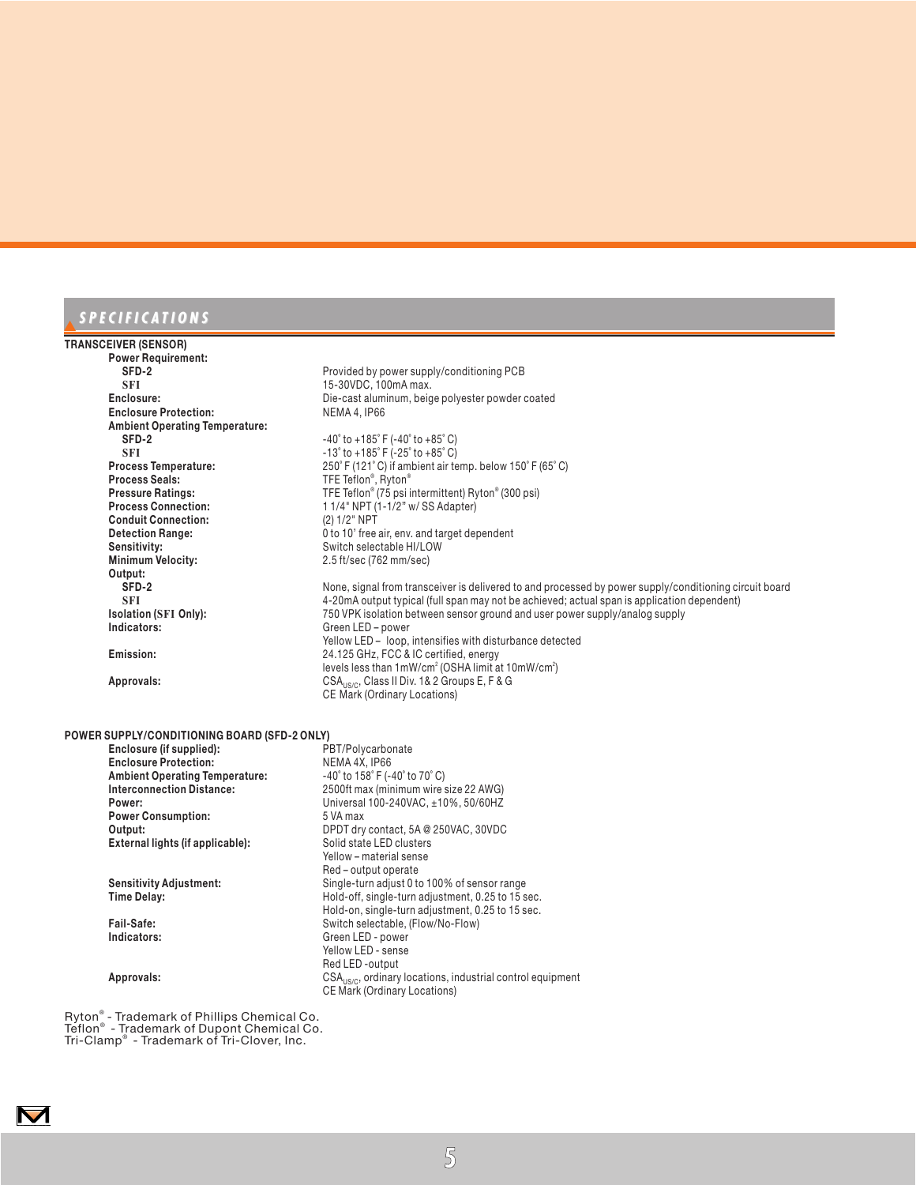## SPECIFICATIONS

### TRANSCEIVER (SENSOR)

| | |
|---|---|
| **Power Requirement:** | |
| **SFD-2** | Provided by power supply/conditioning PCB |
| **SFI** | 15-30VDC, 100mA max. |
| **Enclosure:** | Die-cast aluminum, beige polyester powder coated |
| **Enclosure Protection:** | NEMA 4, IP66 |
| **Ambient Operating Temperature:** | |
| **SFD-2** | -40˚ to +185˚ F (-40˚ to +85˚ C) |
| **SFI** | -13˚ to +185˚ F (-25˚ to +85˚ C) |
| **Process Temperature:** | 250˚ F (121˚ C) if ambient air temp. below 150˚ F (65˚ C) |
| **Process Seals:** | TFE Teflon®, Ryton® |
| **Pressure Ratings:** | TFE Teflon® (75 psi intermittent) Ryton® (300 psi) |
| **Process Connection:** | 1 1/4" NPT (1-1/2" w/ SS Adapter) |
| **Conduit Connection:** | (2) 1/2" NPT |
| **Detection Range:** | 0 to 10' free air, env. and target dependent |
| **Sensitivity:** | Switch selectable HI/LOW |
| **Minimum Velocity:** | 2.5 ft/sec (762 mm/sec) |
| **Output:** | |
| **SFD-2** | None, signal from transceiver is delivered to and processed by power supply/conditioning circuit board |
| **SFI** | 4-20mA output typical (full span may not be achieved; actual span is application dependent) |
| **Isolation (SFI Only):** | 750 VPK isolation between sensor ground and user power supply/analog supply |
| **Indicators:** | Green LED – power<br>Yellow LED – loop, intensifies with disturbance detected |
| **Emission:** | 24.125 GHz, FCC & IC certified, energy levels less than 1mW/cm² (OSHA limit at 10mW/cm²) |
| **Approvals:** | $CSA_{US/C}$, Class II Div. 1& 2 Groups E, F & G<br>CE Mark (Ordinary Locations) |

### POWER SUPPLY/CONDITIONING BOARD (SFD-2 ONLY)

| | |
|---|---|
| **Enclosure (if supplied):** | PBT/Polycarbonate |
| **Enclosure Protection:** | NEMA 4X, IP66 |
| **Ambient Operating Temperature:** | -40˚ to 158˚ F (-40˚ to 70˚ C) |
| **Interconnection Distance:** | 2500ft max (minimum wire size 22 AWG) |
| **Power:** | Universal 100-240VAC, ±10%, 50/60HZ |
| **Power Consumption:** | 5 VA max |
| **Output:** | DPDT dry contact, 5A @ 250VAC, 30VDC |
| **External lights (if applicable):** | Solid state LED clusters<br>Yellow – material sense<br>Red – output operate |
| **Sensitivity Adjustment:** | Single-turn adjust 0 to 100% of sensor range |
| **Time Delay:** | Hold-off, single-turn adjustment, 0.25 to 15 sec.<br>Hold-on, single-turn adjustment, 0.25 to 15 sec. |
| **Fail-Safe:** | Switch selectable, (Flow/No-Flow) |
| **Indicators:** | Green LED - power<br>Yellow LED - sense<br>Red LED -output |
| **Approvals:** | $CSA_{US/C}$, ordinary locations, industrial control equipment<br>CE Mark (Ordinary Locations) |

Ryton® - Trademark of Phillips Chemical Co.
Teflon® - Trademark of Dupont Chemical Co.
Tri-Clamp® - Trademark of Tri-Clover, Inc.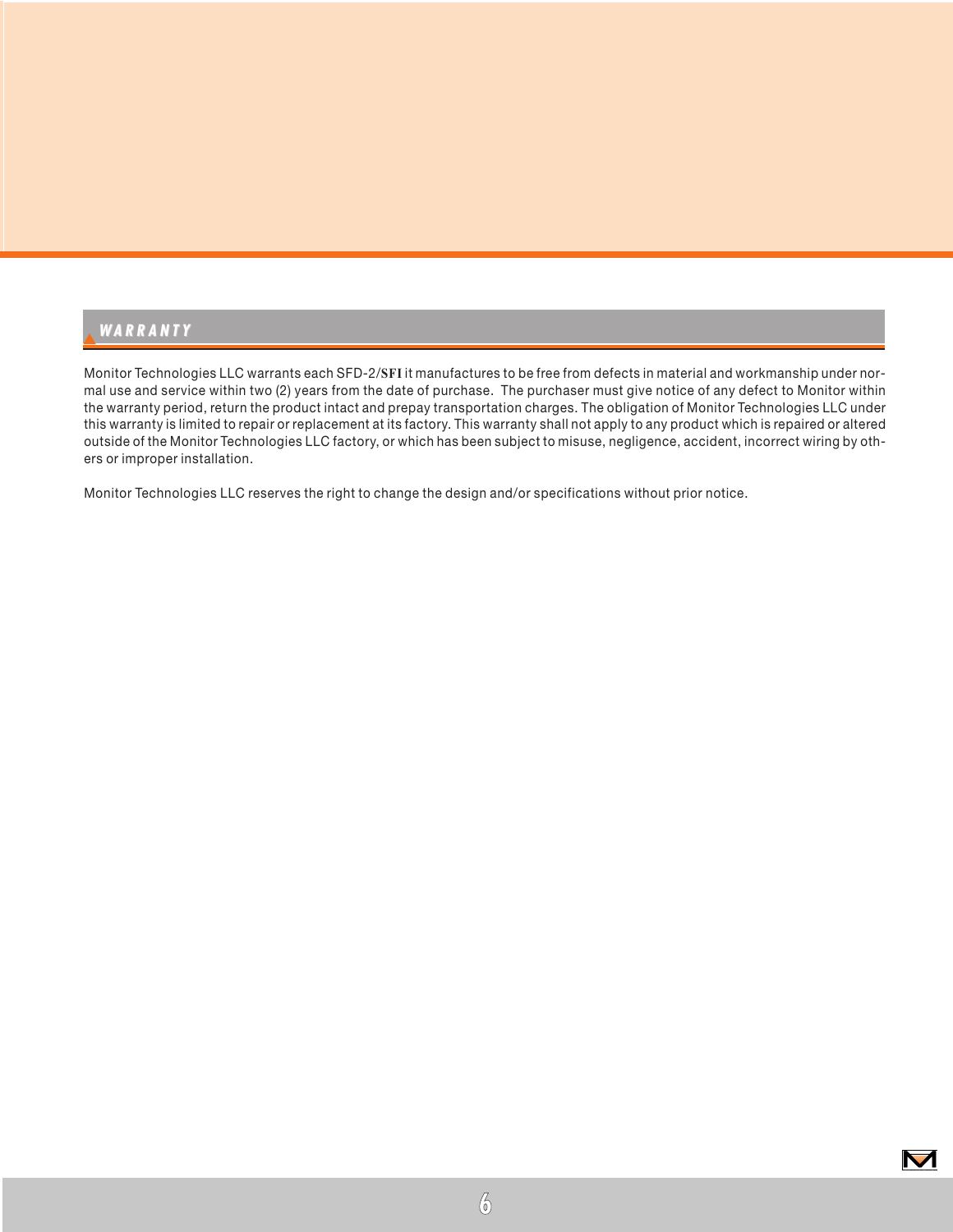## WARRANTY

Monitor Technologies LLC warrants each SFD-2/**SFI** it manufactures to be free from defects in material and workmanship under normal use and service within two (2) years from the date of purchase. The purchaser must give notice of any defect to Monitor within the warranty period, return the product intact and prepay transportation charges. The obligation of Monitor Technologies LLC under this warranty is limited to repair or replacement at its factory. This warranty shall not apply to any product which is repaired or altered outside of the Monitor Technologies LLC factory, or which has been subject to misuse, negligence, accident, incorrect wiring by others or improper installation.

Monitor Technologies LLC reserves the right to change the design and/or specifications without prior notice.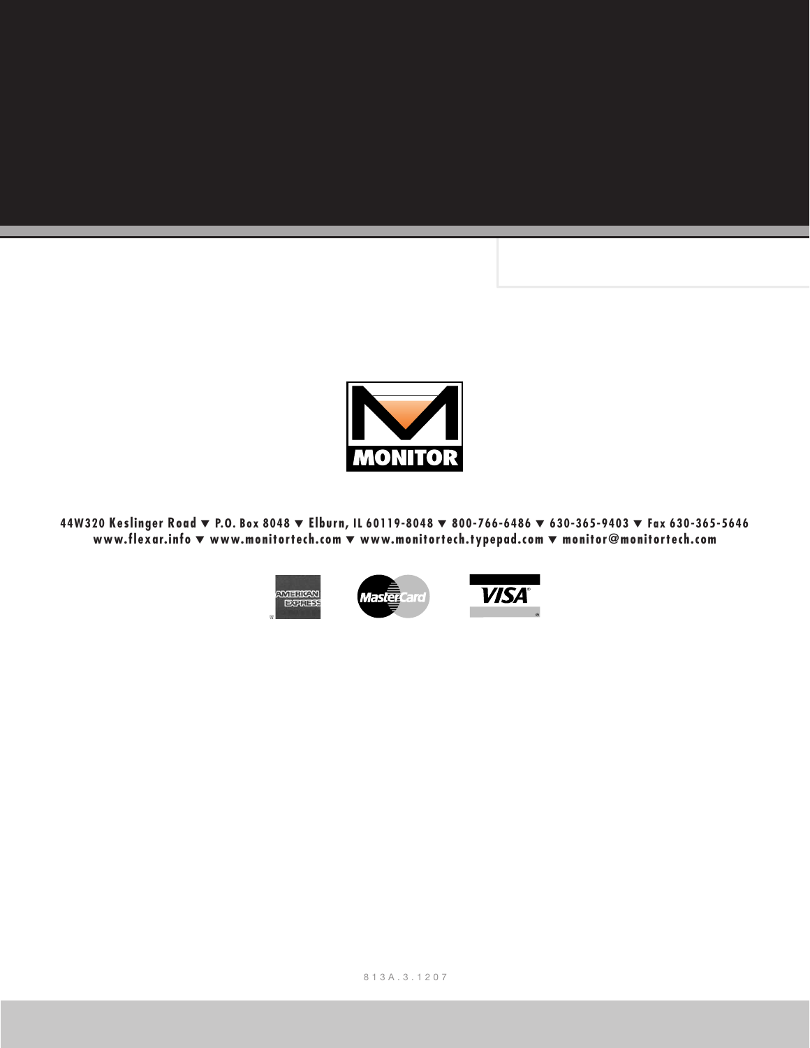MONITOR

44W320 Keslinger Road ▼ P.O. Box 8048 ▼ Elburn, IL 60119-8048 ▼ 800-766-6486 ▼ 630-365-9403 ▼ Fax 630-365-5646
www.flexar.info ▼ www.monitortech.com ▼ www.monitortech.typepad.com ▼ monitor@monitortech.com

AMERICAN EXPRESS MasterCard VISA

813A.3.1207